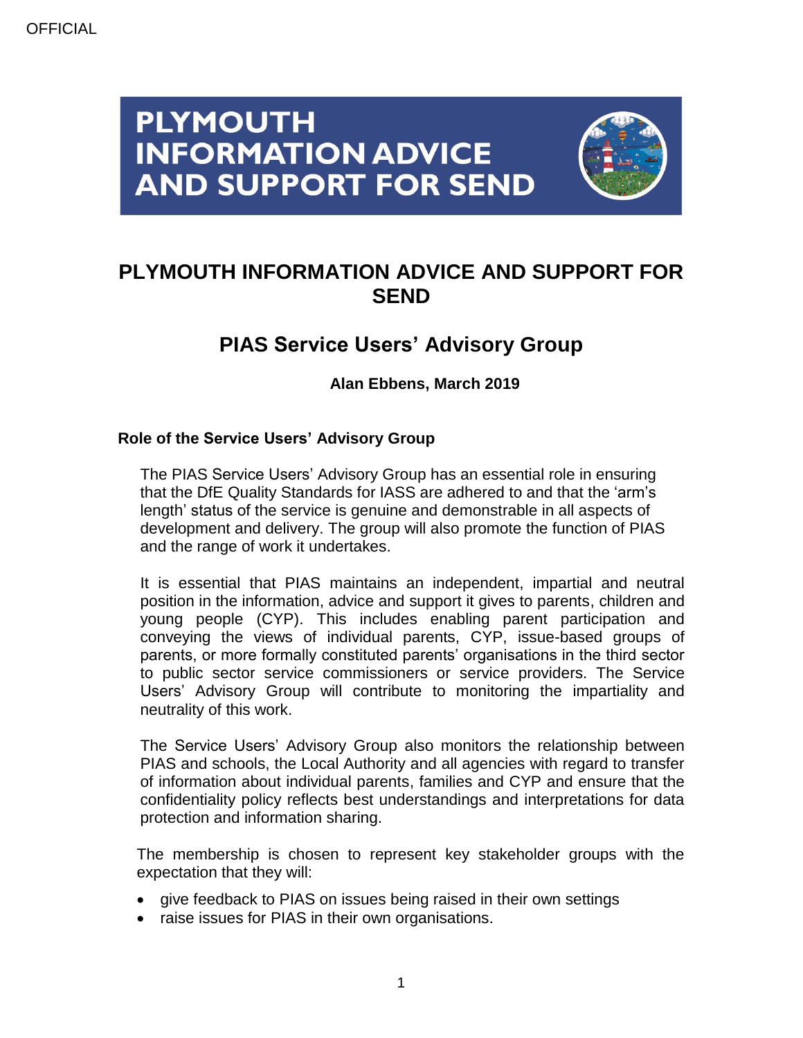# PLYMOUTH INFORMATION ADVICE AND SUPPORT FOR SEND

## PIAS Service Users' Advisory Group

**Alan Ebbens, March 2019**

### Role of the Service Users' Advisory Group

The PIAS Service Users' Advisory Group has an essential role in ensuring that the DfE Quality Standards for IASS are adhered to and that the 'arm's length' status of the service is genuine and demonstrable in all aspects of development and delivery. The group will also promote the function of PIAS and the range of work it undertakes.

It is essential that PIAS maintains an independent, impartial and neutral position in the information, advice and support it gives to parents, children and young people (CYP). This includes enabling parent participation and conveying the views of individual parents, CYP, issue-based groups of parents, or more formally constituted parents' organisations in the third sector to public sector service commissioners or service providers. The Service Users' Advisory Group will contribute to monitoring the impartiality and neutrality of this work.

The Service Users' Advisory Group also monitors the relationship between PIAS and schools, the Local Authority and all agencies with regard to transfer of information about individual parents, families and CYP and ensure that the confidentiality policy reflects best understandings and interpretations for data protection and information sharing.

The membership is chosen to represent key stakeholder groups with the expectation that they will:

- give feedback to PIAS on issues being raised in their own settings
- raise issues for PIAS in their own organisations.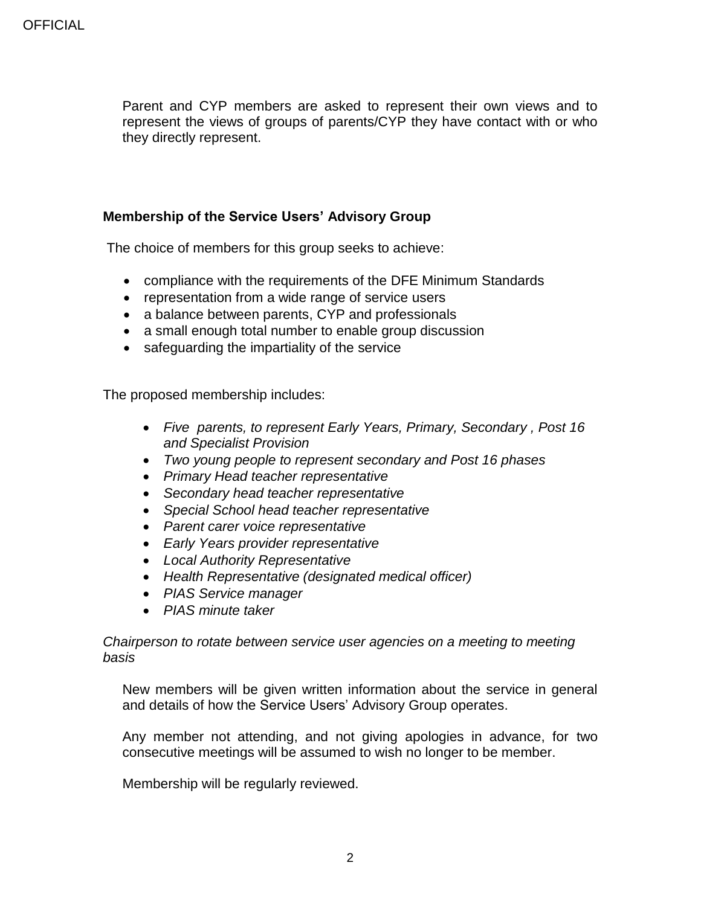Parent and CYP members are asked to represent their own views and to represent the views of groups of parents/CYP they have contact with or who they directly represent.

**Membership of the Service Users' Advisory Group**

The choice of members for this group seeks to achieve:

- compliance with the requirements of the DFE Minimum Standards
- representation from a wide range of service users
- a balance between parents, CYP and professionals
- a small enough total number to enable group discussion
- safeguarding the impartiality of the service

The proposed membership includes:

- *Five parents, to represent Early Years, Primary, Secondary , Post 16 and Specialist Provision*
- *Two young people to represent secondary and Post 16 phases*
- *Primary Head teacher representative*
- *Secondary head teacher representative*
- *Special School head teacher representative*
- *Parent carer voice representative*
- *Early Years provider representative*
- *Local Authority Representative*
- *Health Representative (designated medical officer)*
- *PIAS Service manager*
- *PIAS minute taker*

*Chairperson to rotate between service user agencies on a meeting to meeting basis*

New members will be given written information about the service in general and details of how the Service Users' Advisory Group operates.

Any member not attending, and not giving apologies in advance, for two consecutive meetings will be assumed to wish no longer to be member.

Membership will be regularly reviewed.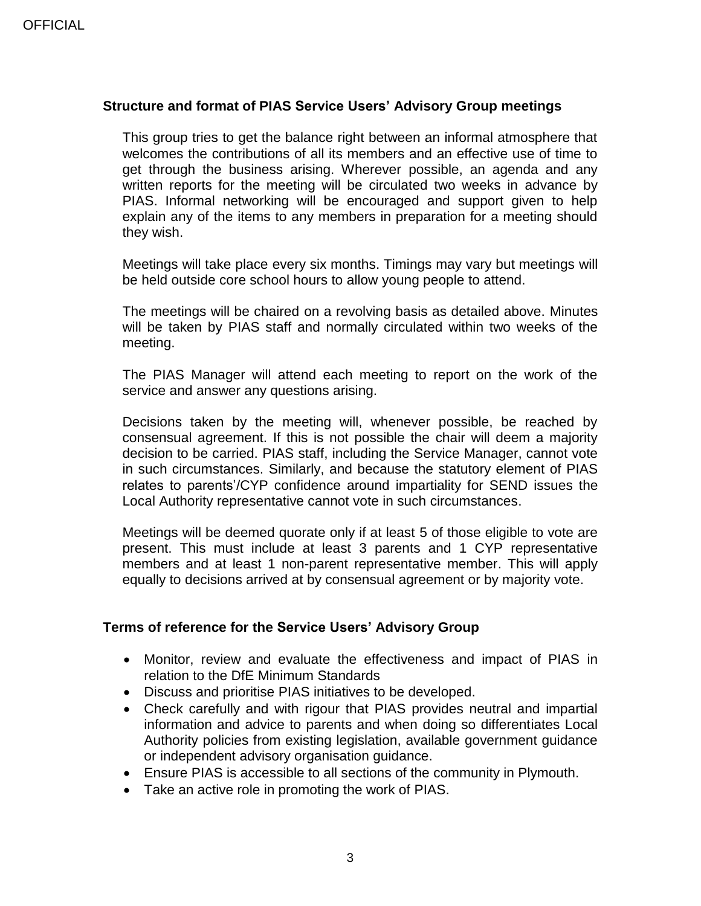## Structure and format of PIAS Service Users' Advisory Group meetings

This group tries to get the balance right between an informal atmosphere that welcomes the contributions of all its members and an effective use of time to get through the business arising. Wherever possible, an agenda and any written reports for the meeting will be circulated two weeks in advance by PIAS. Informal networking will be encouraged and support given to help explain any of the items to any members in preparation for a meeting should they wish.

Meetings will take place every six months. Timings may vary but meetings will be held outside core school hours to allow young people to attend.

The meetings will be chaired on a revolving basis as detailed above. Minutes will be taken by PIAS staff and normally circulated within two weeks of the meeting.

The PIAS Manager will attend each meeting to report on the work of the service and answer any questions arising.

Decisions taken by the meeting will, whenever possible, be reached by consensual agreement. If this is not possible the chair will deem a majority decision to be carried. PIAS staff, including the Service Manager, cannot vote in such circumstances. Similarly, and because the statutory element of PIAS relates to parents'/CYP confidence around impartiality for SEND issues the Local Authority representative cannot vote in such circumstances.

Meetings will be deemed quorate only if at least 5 of those eligible to vote are present. This must include at least 3 parents and 1 CYP representative members and at least 1 non-parent representative member. This will apply equally to decisions arrived at by consensual agreement or by majority vote.

## Terms of reference for the Service Users' Advisory Group

- Monitor, review and evaluate the effectiveness and impact of PIAS in relation to the DfE Minimum Standards
- Discuss and prioritise PIAS initiatives to be developed.
- Check carefully and with rigour that PIAS provides neutral and impartial information and advice to parents and when doing so differentiates Local Authority policies from existing legislation, available government guidance or independent advisory organisation guidance.
- Ensure PIAS is accessible to all sections of the community in Plymouth.
- Take an active role in promoting the work of PIAS.